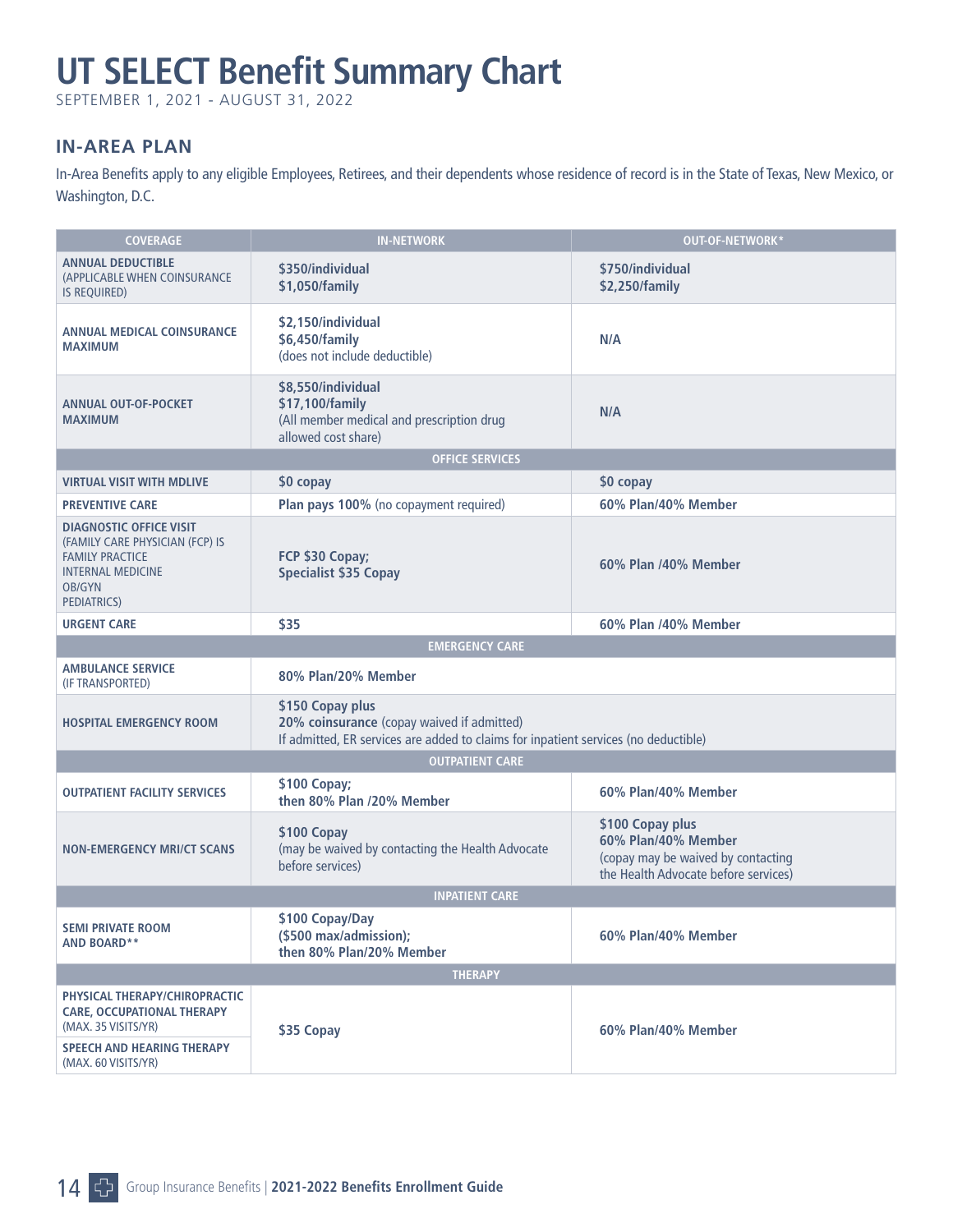# UT SELECT Benefit Summary Chart

SEPTEMBER 1, 2021 - AUGUST 31, 2022

## IN-AREA PLAN

In-Area Benefits apply to any eligible Employees, Retirees, and their dependents whose residence of record is in the State of Texas, New Mexico, or Washington, D.C.

| COVERAGE | IN-NETWORK | OUT-OF-NETWORK* |
|---|---|---|
| **ANNUAL DEDUCTIBLE** (APPLICABLE WHEN COINSURANCE IS REQUIRED) | **$350/individual**<br>**$1,050/family** | **$750/individual**<br>**$2,250/family** |
| **ANNUAL MEDICAL COINSURANCE MAXIMUM** | **$2,150/individual**<br>**$6,450/family**<br>(does not include deductible) | **N/A** |
| **ANNUAL OUT-OF-POCKET MAXIMUM** | **$8,550/individual**<br>**$17,100/family**<br>(All member medical and prescription drug allowed cost share) | **N/A** |
| | **OFFICE SERVICES** | |
| **VIRTUAL VISIT WITH MDLIVE** | **$0 copay** | **$0 copay** |
| **PREVENTIVE CARE** | **Plan pays 100%** (no copayment required) | **60% Plan/40% Member** |
| **DIAGNOSTIC OFFICE VISIT** (FAMILY CARE PHYSICIAN (FCP) IS FAMILY PRACTICE INTERNAL MEDICINE OB/GYN PEDIATRICS) | **FCP $30 Copay;**<br>**Specialist $35 Copay** | **60% Plan /40% Member** |
| **URGENT CARE** | **$35** | **60% Plan /40% Member** |
| | **EMERGENCY CARE** | |
| **AMBULANCE SERVICE** (IF TRANSPORTED) | **80% Plan/20% Member** | |
| **HOSPITAL EMERGENCY ROOM** | **$150 Copay plus**<br>**20% coinsurance** (copay waived if admitted)<br>If admitted, ER services are added to claims for inpatient services (no deductible) | |
| | **OUTPATIENT CARE** | |
| **OUTPATIENT FACILITY SERVICES** | **$100 Copay;**<br>**then 80% Plan /20% Member** | **60% Plan/40% Member** |
| **NON-EMERGENCY MRI/CT SCANS** | **$100 Copay**<br>(may be waived by contacting the Health Advocate before services) | **$100 Copay plus**<br>**60% Plan/40% Member**<br>(copay may be waived by contacting the Health Advocate before services) |
| | **INPATIENT CARE** | |
| **SEMI PRIVATE ROOM AND BOARD**** | **$100 Copay/Day**<br>**($500 max/admission);**<br>**then 80% Plan/20% Member** | **60% Plan/40% Member** |
| | **THERAPY** | |
| **PHYSICAL THERAPY/CHIROPRACTIC CARE, OCCUPATIONAL THERAPY** (MAX. 35 VISITS/YR)<br>**SPEECH AND HEARING THERAPY** (MAX. 60 VISITS/YR) | **$35 Copay** | **60% Plan/40% Member** |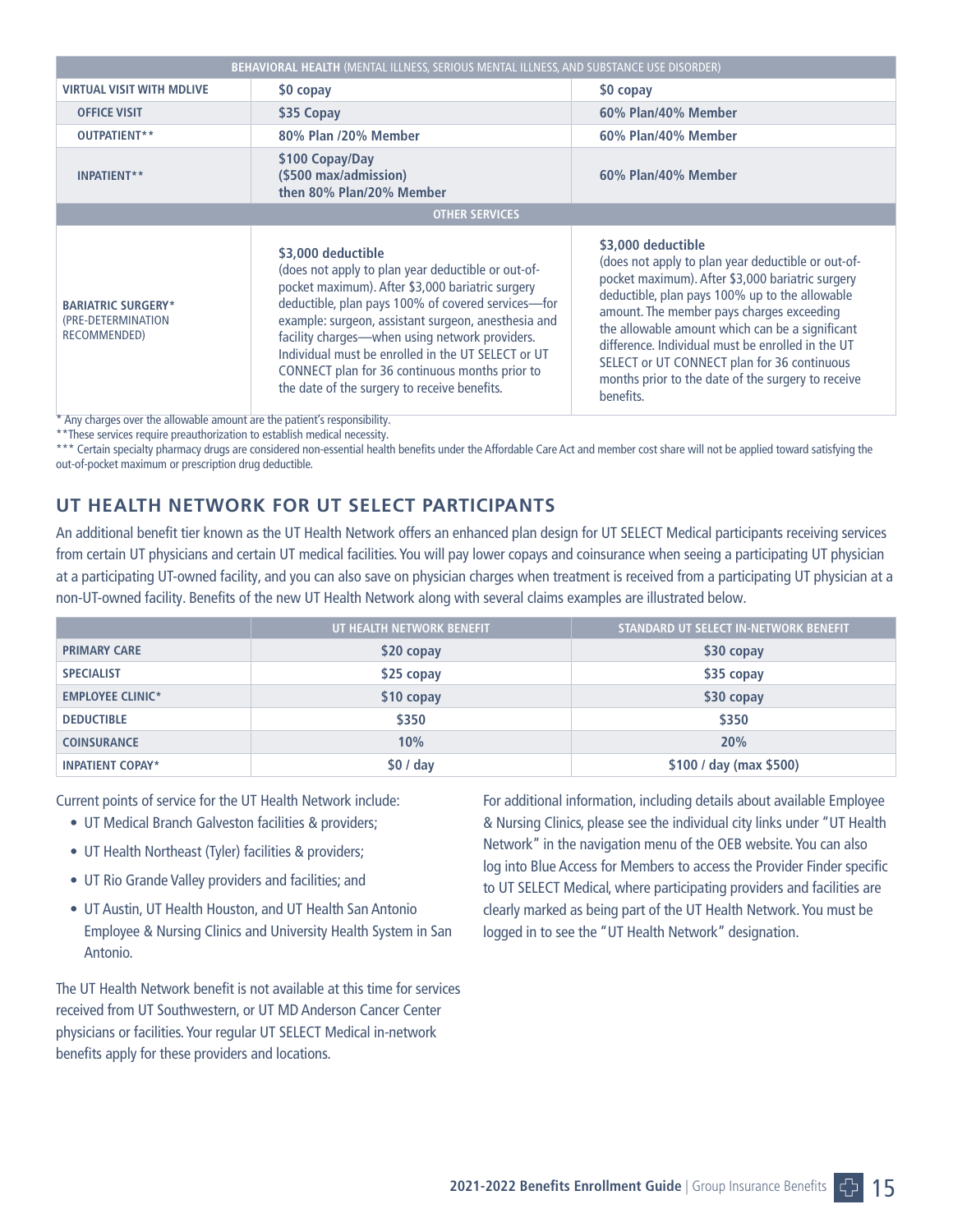| BEHAVIORAL HEALTH (MENTAL ILLNESS, SERIOUS MENTAL ILLNESS, AND SUBSTANCE USE DISORDER) | | |
|---|---|---|
| VIRTUAL VISIT WITH MDLIVE | $0 copay | $0 copay |
| OFFICE VISIT | $35 Copay | 60% Plan/40% Member |
| OUTPATIENT** | 80% Plan /20% Member | 60% Plan/40% Member |
| INPATIENT** | $100 Copay/Day ($500 max/admission) then 80% Plan/20% Member | 60% Plan/40% Member |
| **OTHER SERVICES** | | |
| BARIATRIC SURGERY* (PRE-DETERMINATION RECOMMENDED) | $3,000 deductible (does not apply to plan year deductible or out-of-pocket maximum). After $3,000 bariatric surgery deductible, plan pays 100% of covered services—for example: surgeon, assistant surgeon, anesthesia and facility charges—when using network providers. Individual must be enrolled in the UT SELECT or UT CONNECT plan for 36 continuous months prior to the date of the surgery to receive benefits. | $3,000 deductible (does not apply to plan year deductible or out-of-pocket maximum). After $3,000 bariatric surgery deductible, plan pays 100% up to the allowable amount. The member pays charges exceeding the allowable amount which can be a significant difference. Individual must be enrolled in the UT SELECT or UT CONNECT plan for 36 continuous months prior to the date of the surgery to receive benefits. |

* Any charges over the allowable amount are the patient's responsibility.
** These services require preauthorization to establish medical necessity.
*** Certain specialty pharmacy drugs are considered non-essential health benefits under the Affordable Care Act and member cost share will not be applied toward satisfying the out-of-pocket maximum or prescription drug deductible.

## UT HEALTH NETWORK FOR UT SELECT PARTICIPANTS

An additional benefit tier known as the UT Health Network offers an enhanced plan design for UT SELECT Medical participants receiving services from certain UT physicians and certain UT medical facilities. You will pay lower copays and coinsurance when seeing a participating UT physician at a participating UT-owned facility, and you can also save on physician charges when treatment is received from a participating UT physician at a non-UT-owned facility. Benefits of the new UT Health Network along with several claims examples are illustrated below.

| | UT HEALTH NETWORK BENEFIT | STANDARD UT SELECT IN-NETWORK BENEFIT |
|---|---|---|
| PRIMARY CARE | $20 copay | $30 copay |
| SPECIALIST | $25 copay | $35 copay |
| EMPLOYEE CLINIC* | $10 copay | $30 copay |
| DEDUCTIBLE | $350 | $350 |
| COINSURANCE | 10% | 20% |
| INPATIENT COPAY* | $0 / day | $100 / day (max $500) |

Current points of service for the UT Health Network include:

- UT Medical Branch Galveston facilities & providers;
- UT Health Northeast (Tyler) facilities & providers;
- UT Rio Grande Valley providers and facilities; and
- UT Austin, UT Health Houston, and UT Health San Antonio Employee & Nursing Clinics and University Health System in San Antonio.

The UT Health Network benefit is not available at this time for services received from UT Southwestern, or UT MD Anderson Cancer Center physicians or facilities. Your regular UT SELECT Medical in-network benefits apply for these providers and locations.

For additional information, including details about available Employee & Nursing Clinics, please see the individual city links under "UT Health Network" in the navigation menu of the OEB website. You can also log into Blue Access for Members to access the Provider Finder specific to UT SELECT Medical, where participating providers and facilities are clearly marked as being part of the UT Health Network. You must be logged in to see the "UT Health Network" designation.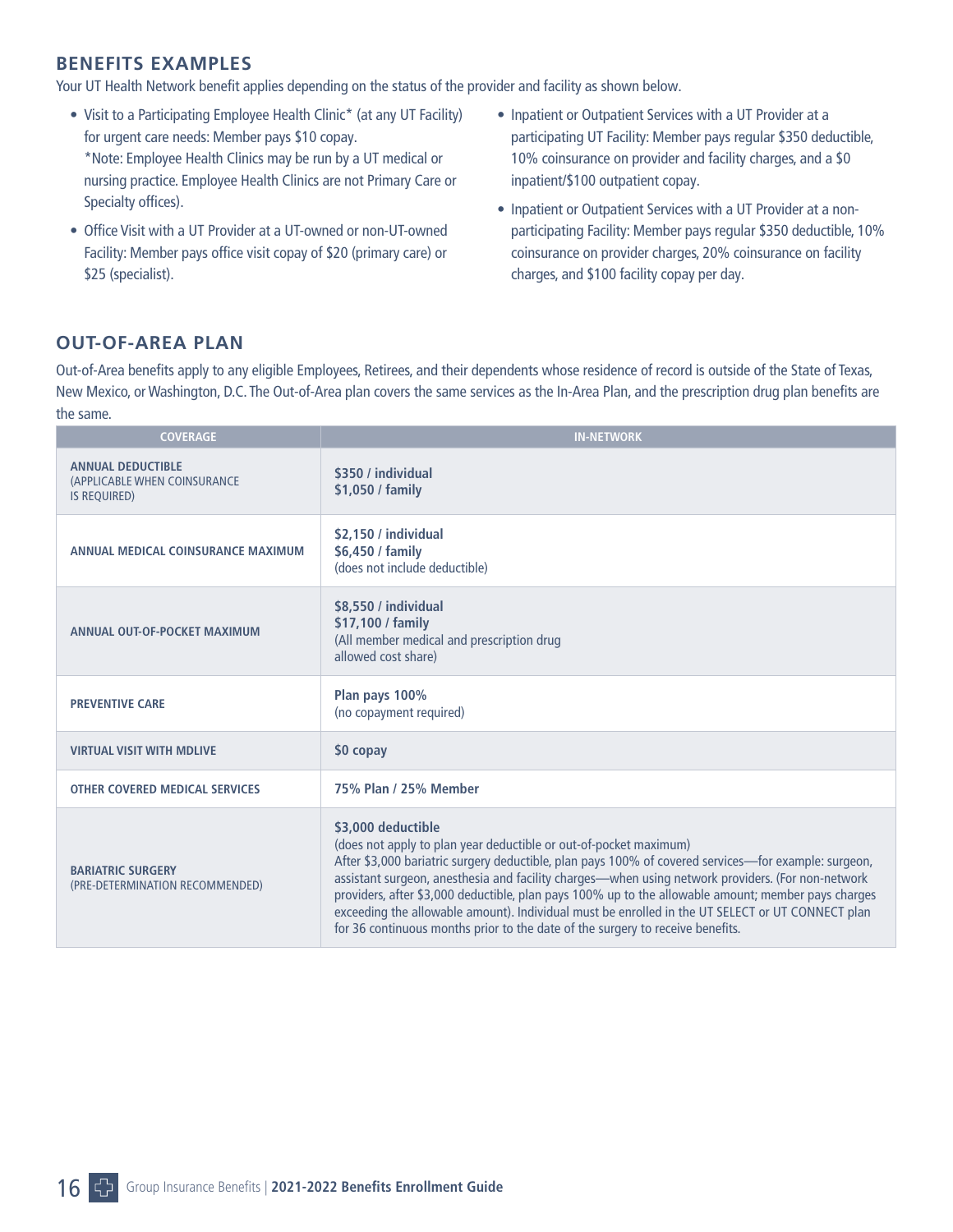## BENEFITS EXAMPLES

Your UT Health Network benefit applies depending on the status of the provider and facility as shown below.

- Visit to a Participating Employee Health Clinic* (at any UT Facility) for urgent care needs: Member pays $10 copay.
  *Note: Employee Health Clinics may be run by a UT medical or nursing practice. Employee Health Clinics are not Primary Care or Specialty offices).
- Office Visit with a UT Provider at a UT-owned or non-UT-owned Facility: Member pays office visit copay of $20 (primary care) or $25 (specialist).
- Inpatient or Outpatient Services with a UT Provider at a participating UT Facility: Member pays regular $350 deductible, 10% coinsurance on provider and facility charges, and a $0 inpatient/$100 outpatient copay.
- Inpatient or Outpatient Services with a UT Provider at a non-participating Facility: Member pays regular $350 deductible, 10% coinsurance on provider charges, 20% coinsurance on facility charges, and $100 facility copay per day.

## OUT-OF-AREA PLAN

Out-of-Area benefits apply to any eligible Employees, Retirees, and their dependents whose residence of record is outside of the State of Texas, New Mexico, or Washington, D.C. The Out-of-Area plan covers the same services as the In-Area Plan, and the prescription drug plan benefits are the same.

| COVERAGE | IN-NETWORK |
|---|---|
| **ANNUAL DEDUCTIBLE** (APPLICABLE WHEN COINSURANCE IS REQUIRED) | **$350 / individual**<br>**$1,050 / family** |
| **ANNUAL MEDICAL COINSURANCE MAXIMUM** | **$2,150 / individual**<br>**$6,450 / family**<br>(does not include deductible) |
| **ANNUAL OUT-OF-POCKET MAXIMUM** | **$8,550 / individual**<br>**$17,100 / family**<br>(All member medical and prescription drug allowed cost share) |
| **PREVENTIVE CARE** | **Plan pays 100%**<br>(no copayment required) |
| **VIRTUAL VISIT WITH MDLIVE** | **$0 copay** |
| **OTHER COVERED MEDICAL SERVICES** | **75% Plan / 25% Member** |
| **BARIATRIC SURGERY** (PRE-DETERMINATION RECOMMENDED) | **$3,000 deductible**<br>(does not apply to plan year deductible or out-of-pocket maximum)<br>After $3,000 bariatric surgery deductible, plan pays 100% of covered services—for example: surgeon, assistant surgeon, anesthesia and facility charges—when using network providers. (For non-network providers, after $3,000 deductible, plan pays 100% up to the allowable amount; member pays charges exceeding the allowable amount). Individual must be enrolled in the UT SELECT or UT CONNECT plan for 36 continuous months prior to the date of the surgery to receive benefits. |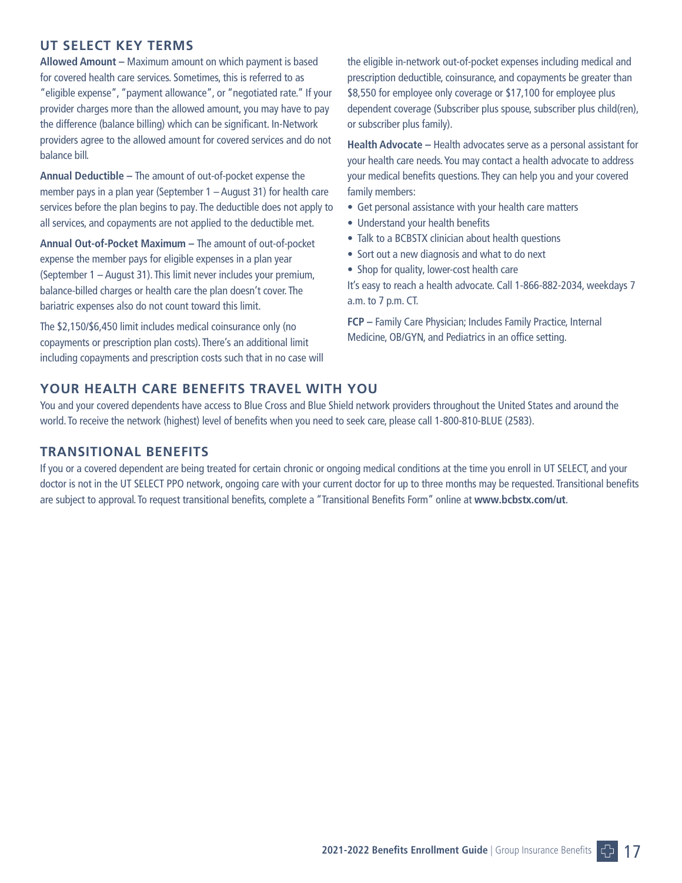## UT SELECT KEY TERMS

**Allowed Amount –** Maximum amount on which payment is based for covered health care services. Sometimes, this is referred to as "eligible expense", "payment allowance", or "negotiated rate." If your provider charges more than the allowed amount, you may have to pay the difference (balance billing) which can be significant. In-Network providers agree to the allowed amount for covered services and do not balance bill.

**Annual Deductible –** The amount of out-of-pocket expense the member pays in a plan year (September 1 – August 31) for health care services before the plan begins to pay. The deductible does not apply to all services, and copayments are not applied to the deductible met.

**Annual Out-of-Pocket Maximum –** The amount of out-of-pocket expense the member pays for eligible expenses in a plan year (September 1 – August 31). This limit never includes your premium, balance-billed charges or health care the plan doesn't cover. The bariatric expenses also do not count toward this limit.

The $2,150/$6,450 limit includes medical coinsurance only (no copayments or prescription plan costs). There's an additional limit including copayments and prescription costs such that in no case will the eligible in-network out-of-pocket expenses including medical and prescription deductible, coinsurance, and copayments be greater than $8,550 for employee only coverage or $17,100 for employee plus dependent coverage (Subscriber plus spouse, subscriber plus child(ren), or subscriber plus family).

**Health Advocate –** Health advocates serve as a personal assistant for your health care needs. You may contact a health advocate to address your medical benefits questions. They can help you and your covered family members:

- Get personal assistance with your health care matters
- Understand your health benefits
- Talk to a BCBSTX clinician about health questions
- Sort out a new diagnosis and what to do next
- Shop for quality, lower-cost health care

It's easy to reach a health advocate. Call 1-866-882-2034, weekdays 7 a.m. to 7 p.m. CT.

**FCP –** Family Care Physician; Includes Family Practice, Internal Medicine, OB/GYN, and Pediatrics in an office setting.

## YOUR HEALTH CARE BENEFITS TRAVEL WITH YOU

You and your covered dependents have access to Blue Cross and Blue Shield network providers throughout the United States and around the world. To receive the network (highest) level of benefits when you need to seek care, please call 1-800-810-BLUE (2583).

## TRANSITIONAL BENEFITS

If you or a covered dependent are being treated for certain chronic or ongoing medical conditions at the time you enroll in UT SELECT, and your doctor is not in the UT SELECT PPO network, ongoing care with your current doctor for up to three months may be requested. Transitional benefits are subject to approval. To request transitional benefits, complete a "Transitional Benefits Form" online at **www.bcbstx.com/ut**.